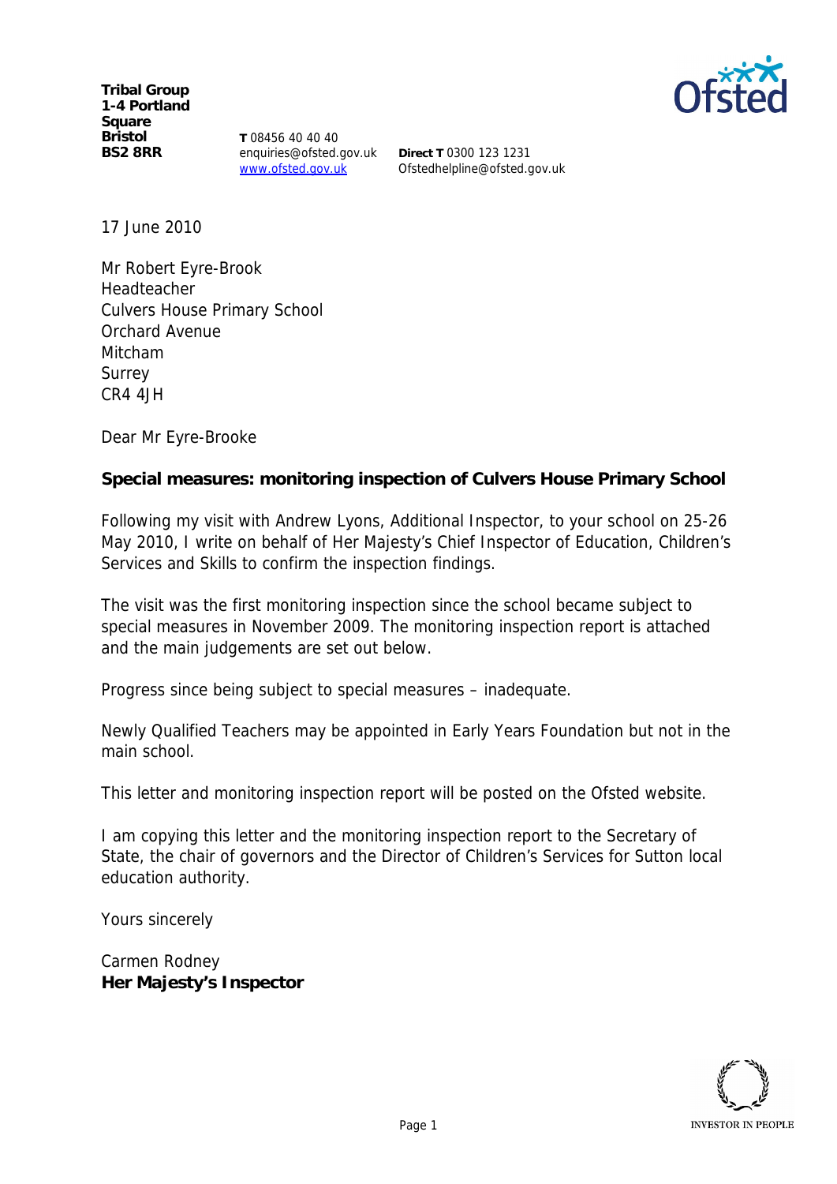**Tribal Group**
**1-4 Portland Square**
**Bristol**
**BS2 8RR**

**T** 08456 40 40 40
enquiries@ofsted.gov.uk
www.ofsted.gov.uk

**Direct T** 0300 123 1231
Ofstedhelpline@ofsted.gov.uk

17 June 2010

Mr Robert Eyre-Brook
Headteacher
Culvers House Primary School
Orchard Avenue
Mitcham
Surrey
CR4 4JH

Dear Mr Eyre-Brooke

**Special measures: monitoring inspection of Culvers House Primary School**

Following my visit with Andrew Lyons, Additional Inspector, to your school on 25-26 May 2010, I write on behalf of Her Majesty's Chief Inspector of Education, Children's Services and Skills to confirm the inspection findings.

The visit was the first monitoring inspection since the school became subject to special measures in November 2009. The monitoring inspection report is attached and the main judgements are set out below.

Progress since being subject to special measures – inadequate.

Newly Qualified Teachers may be appointed in Early Years Foundation but not in the main school.

This letter and monitoring inspection report will be posted on the Ofsted website.

I am copying this letter and the monitoring inspection report to the Secretary of State, the chair of governors and the Director of Children's Services for Sutton local education authority.

Yours sincerely

Carmen Rodney
**Her Majesty's Inspector**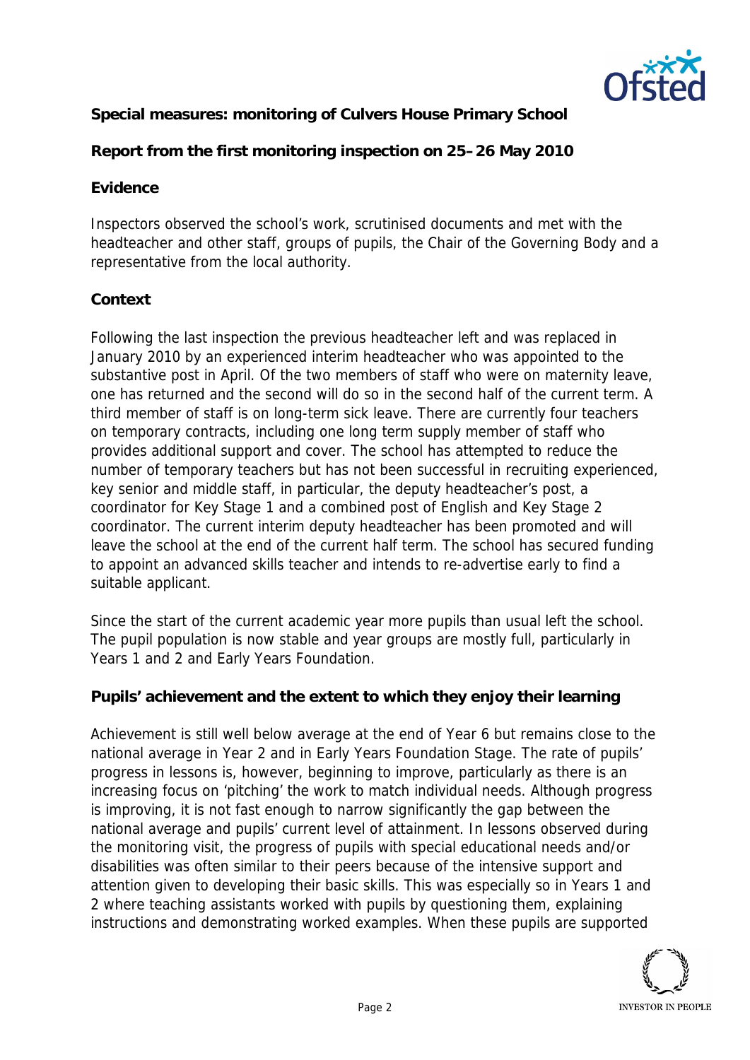**Special measures: monitoring of Culvers House Primary School**

**Report from the first monitoring inspection on 25–26 May 2010**

**Evidence**

Inspectors observed the school's work, scrutinised documents and met with the headteacher and other staff, groups of pupils, the Chair of the Governing Body and a representative from the local authority.

**Context**

Following the last inspection the previous headteacher left and was replaced in January 2010 by an experienced interim headteacher who was appointed to the substantive post in April. Of the two members of staff who were on maternity leave, one has returned and the second will do so in the second half of the current term. A third member of staff is on long-term sick leave. There are currently four teachers on temporary contracts, including one long term supply member of staff who provides additional support and cover. The school has attempted to reduce the number of temporary teachers but has not been successful in recruiting experienced, key senior and middle staff, in particular, the deputy headteacher's post, a coordinator for Key Stage 1 and a combined post of English and Key Stage 2 coordinator. The current interim deputy headteacher has been promoted and will leave the school at the end of the current half term. The school has secured funding to appoint an advanced skills teacher and intends to re-advertise early to find a suitable applicant.

Since the start of the current academic year more pupils than usual left the school. The pupil population is now stable and year groups are mostly full, particularly in Years 1 and 2 and Early Years Foundation.

**Pupils' achievement and the extent to which they enjoy their learning**

Achievement is still well below average at the end of Year 6 but remains close to the national average in Year 2 and in Early Years Foundation Stage. The rate of pupils' progress in lessons is, however, beginning to improve, particularly as there is an increasing focus on 'pitching' the work to match individual needs. Although progress is improving, it is not fast enough to narrow significantly the gap between the national average and pupils' current level of attainment. In lessons observed during the monitoring visit, the progress of pupils with special educational needs and/or disabilities was often similar to their peers because of the intensive support and attention given to developing their basic skills. This was especially so in Years 1 and 2 where teaching assistants worked with pupils by questioning them, explaining instructions and demonstrating worked examples. When these pupils are supported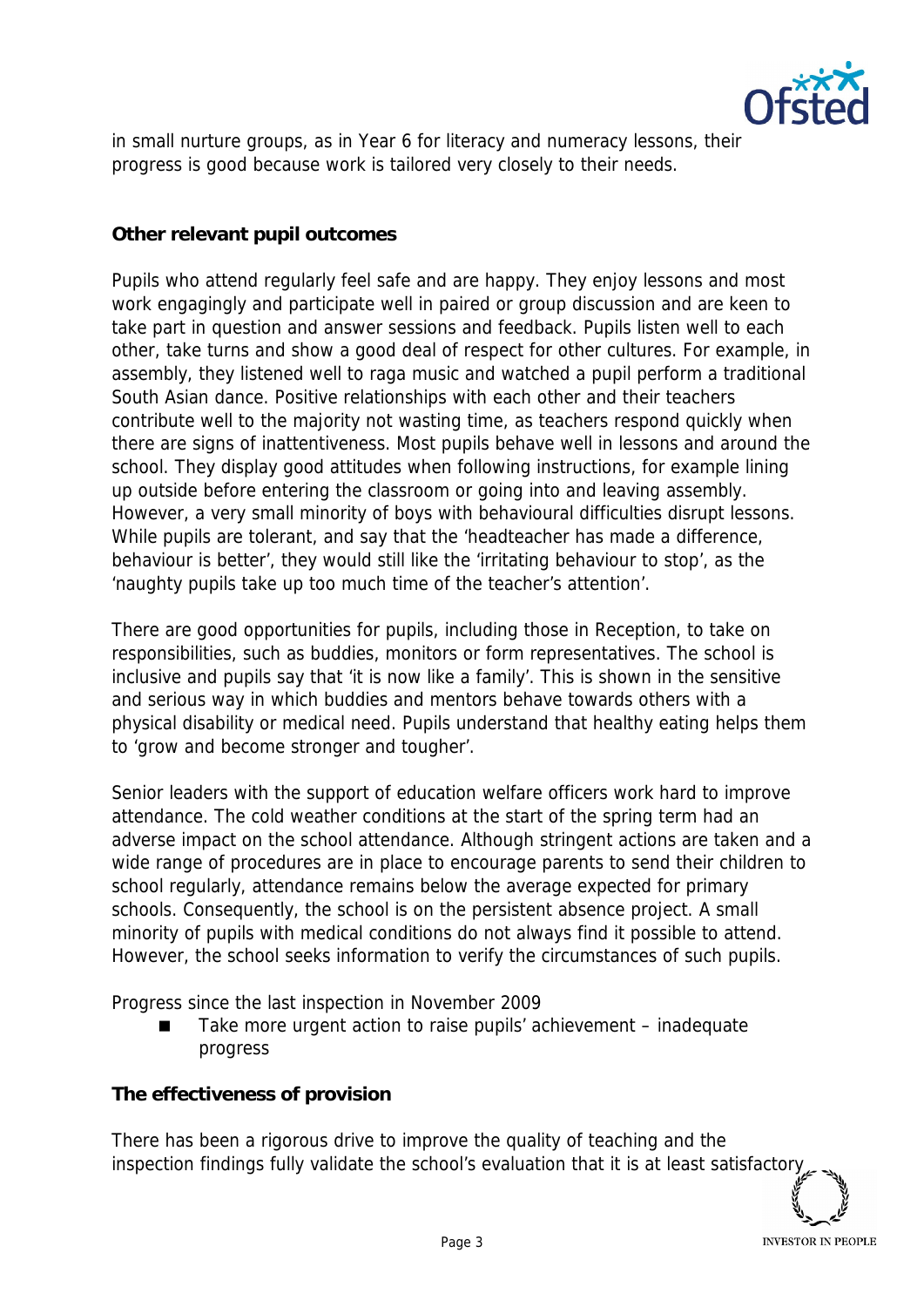in small nurture groups, as in Year 6 for literacy and numeracy lessons, their progress is good because work is tailored very closely to their needs.

**Other relevant pupil outcomes**

Pupils who attend regularly feel safe and are happy. They enjoy lessons and most work engagingly and participate well in paired or group discussion and are keen to take part in question and answer sessions and feedback. Pupils listen well to each other, take turns and show a good deal of respect for other cultures. For example, in assembly, they listened well to raga music and watched a pupil perform a traditional South Asian dance. Positive relationships with each other and their teachers contribute well to the majority not wasting time, as teachers respond quickly when there are signs of inattentiveness. Most pupils behave well in lessons and around the school. They display good attitudes when following instructions, for example lining up outside before entering the classroom or going into and leaving assembly. However, a very small minority of boys with behavioural difficulties disrupt lessons. While pupils are tolerant, and say that the 'headteacher has made a difference, behaviour is better', they would still like the 'irritating behaviour to stop', as the 'naughty pupils take up too much time of the teacher's attention'.

There are good opportunities for pupils, including those in Reception, to take on responsibilities, such as buddies, monitors or form representatives. The school is inclusive and pupils say that 'it is now like a family'. This is shown in the sensitive and serious way in which buddies and mentors behave towards others with a physical disability or medical need. Pupils understand that healthy eating helps them to 'grow and become stronger and tougher'.

Senior leaders with the support of education welfare officers work hard to improve attendance. The cold weather conditions at the start of the spring term had an adverse impact on the school attendance. Although stringent actions are taken and a wide range of procedures are in place to encourage parents to send their children to school regularly, attendance remains below the average expected for primary schools. Consequently, the school is on the persistent absence project. A small minority of pupils with medical conditions do not always find it possible to attend. However, the school seeks information to verify the circumstances of such pupils.

Progress since the last inspection in November 2009

- Take more urgent action to raise pupils' achievement – inadequate progress

**The effectiveness of provision**

There has been a rigorous drive to improve the quality of teaching and the inspection findings fully validate the school's evaluation that it is at least satisfactory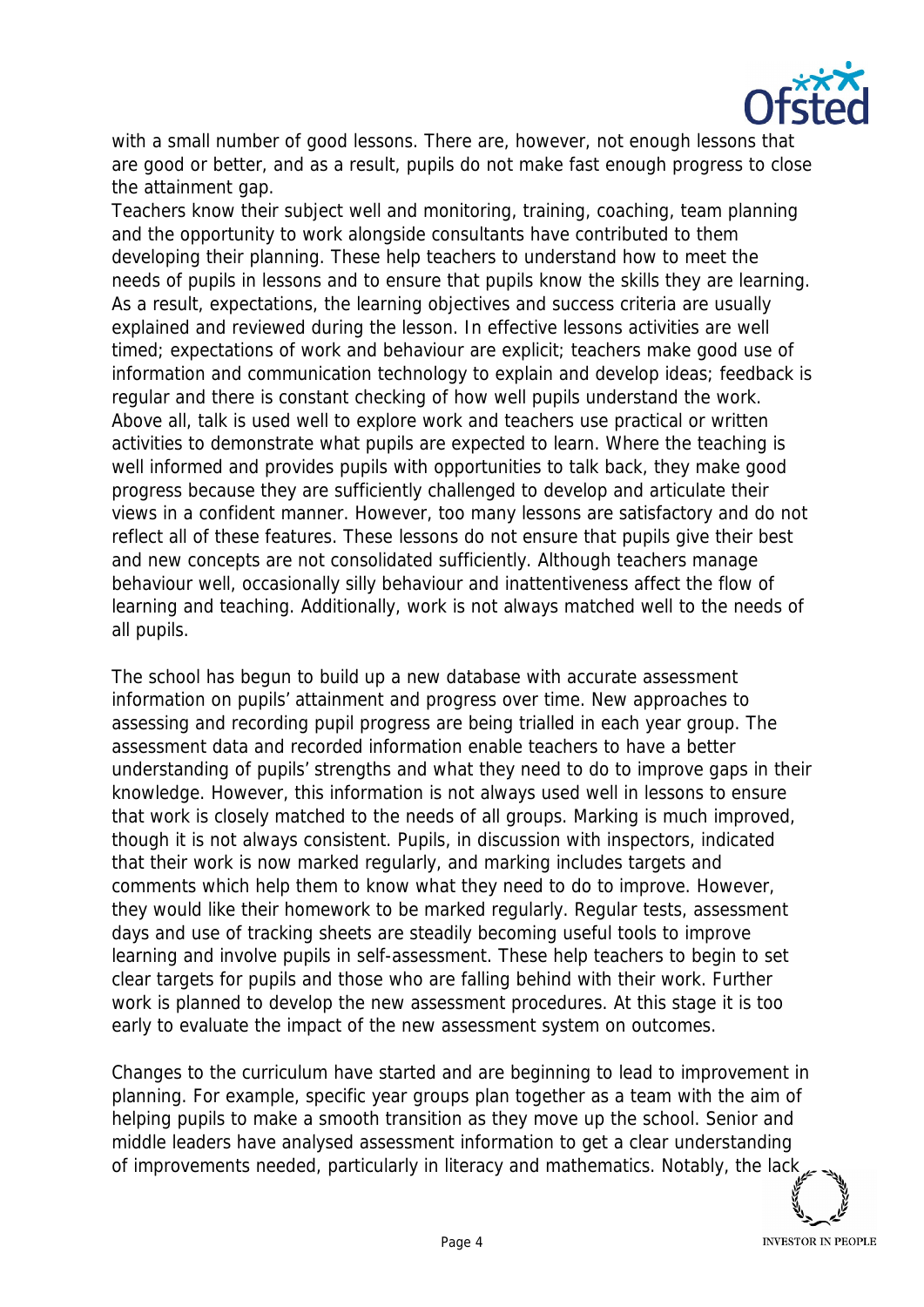with a small number of good lessons. There are, however, not enough lessons that are good or better, and as a result, pupils do not make fast enough progress to close the attainment gap.

Teachers know their subject well and monitoring, training, coaching, team planning and the opportunity to work alongside consultants have contributed to them developing their planning. These help teachers to understand how to meet the needs of pupils in lessons and to ensure that pupils know the skills they are learning. As a result, expectations, the learning objectives and success criteria are usually explained and reviewed during the lesson. In effective lessons activities are well timed; expectations of work and behaviour are explicit; teachers make good use of information and communication technology to explain and develop ideas; feedback is regular and there is constant checking of how well pupils understand the work. Above all, talk is used well to explore work and teachers use practical or written activities to demonstrate what pupils are expected to learn. Where the teaching is well informed and provides pupils with opportunities to talk back, they make good progress because they are sufficiently challenged to develop and articulate their views in a confident manner. However, too many lessons are satisfactory and do not reflect all of these features. These lessons do not ensure that pupils give their best and new concepts are not consolidated sufficiently. Although teachers manage behaviour well, occasionally silly behaviour and inattentiveness affect the flow of learning and teaching. Additionally, work is not always matched well to the needs of all pupils.

The school has begun to build up a new database with accurate assessment information on pupils' attainment and progress over time. New approaches to assessing and recording pupil progress are being trialled in each year group. The assessment data and recorded information enable teachers to have a better understanding of pupils' strengths and what they need to do to improve gaps in their knowledge. However, this information is not always used well in lessons to ensure that work is closely matched to the needs of all groups. Marking is much improved, though it is not always consistent. Pupils, in discussion with inspectors, indicated that their work is now marked regularly, and marking includes targets and comments which help them to know what they need to do to improve. However, they would like their homework to be marked regularly. Regular tests, assessment days and use of tracking sheets are steadily becoming useful tools to improve learning and involve pupils in self-assessment. These help teachers to begin to set clear targets for pupils and those who are falling behind with their work. Further work is planned to develop the new assessment procedures. At this stage it is too early to evaluate the impact of the new assessment system on outcomes.

Changes to the curriculum have started and are beginning to lead to improvement in planning. For example, specific year groups plan together as a team with the aim of helping pupils to make a smooth transition as they move up the school. Senior and middle leaders have analysed assessment information to get a clear understanding of improvements needed, particularly in literacy and mathematics. Notably, the lack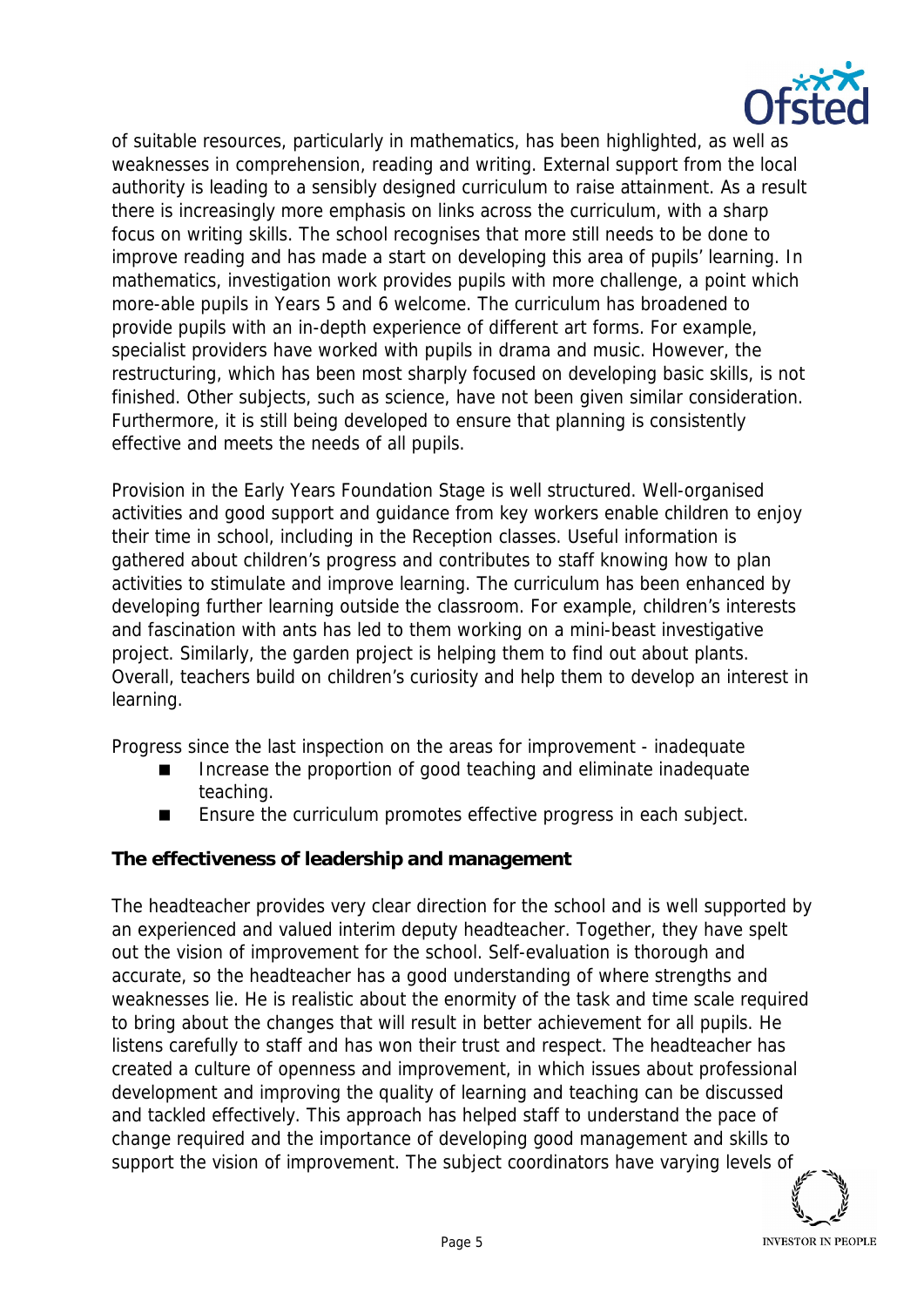of suitable resources, particularly in mathematics, has been highlighted, as well as weaknesses in comprehension, reading and writing. External support from the local authority is leading to a sensibly designed curriculum to raise attainment. As a result there is increasingly more emphasis on links across the curriculum, with a sharp focus on writing skills. The school recognises that more still needs to be done to improve reading and has made a start on developing this area of pupils' learning. In mathematics, investigation work provides pupils with more challenge, a point which more-able pupils in Years 5 and 6 welcome. The curriculum has broadened to provide pupils with an in-depth experience of different art forms. For example, specialist providers have worked with pupils in drama and music. However, the restructuring, which has been most sharply focused on developing basic skills, is not finished. Other subjects, such as science, have not been given similar consideration. Furthermore, it is still being developed to ensure that planning is consistently effective and meets the needs of all pupils.

Provision in the Early Years Foundation Stage is well structured. Well-organised activities and good support and guidance from key workers enable children to enjoy their time in school, including in the Reception classes. Useful information is gathered about children's progress and contributes to staff knowing how to plan activities to stimulate and improve learning. The curriculum has been enhanced by developing further learning outside the classroom. For example, children's interests and fascination with ants has led to them working on a mini-beast investigative project. Similarly, the garden project is helping them to find out about plants. Overall, teachers build on children's curiosity and help them to develop an interest in learning.

Progress since the last inspection on the areas for improvement - inadequate

- Increase the proportion of good teaching and eliminate inadequate teaching.
- Ensure the curriculum promotes effective progress in each subject.

**The effectiveness of leadership and management**

The headteacher provides very clear direction for the school and is well supported by an experienced and valued interim deputy headteacher. Together, they have spelt out the vision of improvement for the school. Self-evaluation is thorough and accurate, so the headteacher has a good understanding of where strengths and weaknesses lie. He is realistic about the enormity of the task and time scale required to bring about the changes that will result in better achievement for all pupils. He listens carefully to staff and has won their trust and respect. The headteacher has created a culture of openness and improvement, in which issues about professional development and improving the quality of learning and teaching can be discussed and tackled effectively. This approach has helped staff to understand the pace of change required and the importance of developing good management and skills to support the vision of improvement. The subject coordinators have varying levels of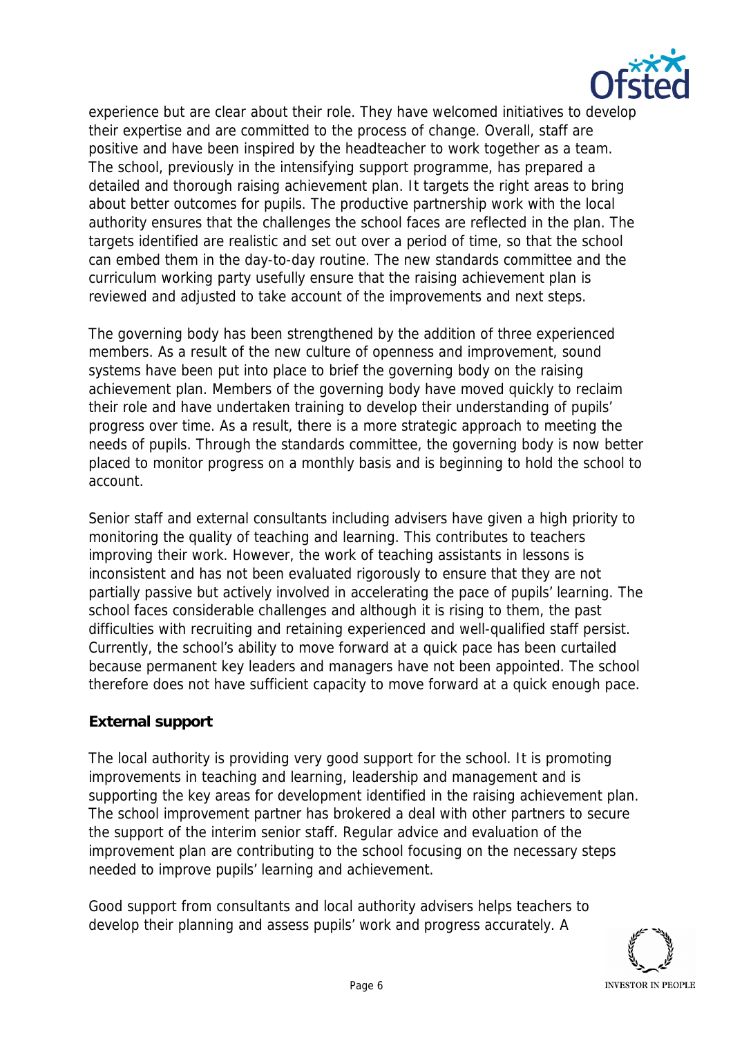experience but are clear about their role. They have welcomed initiatives to develop their expertise and are committed to the process of change. Overall, staff are positive and have been inspired by the headteacher to work together as a team. The school, previously in the intensifying support programme, has prepared a detailed and thorough raising achievement plan. It targets the right areas to bring about better outcomes for pupils. The productive partnership work with the local authority ensures that the challenges the school faces are reflected in the plan. The targets identified are realistic and set out over a period of time, so that the school can embed them in the day-to-day routine. The new standards committee and the curriculum working party usefully ensure that the raising achievement plan is reviewed and adjusted to take account of the improvements and next steps.

The governing body has been strengthened by the addition of three experienced members. As a result of the new culture of openness and improvement, sound systems have been put into place to brief the governing body on the raising achievement plan. Members of the governing body have moved quickly to reclaim their role and have undertaken training to develop their understanding of pupils' progress over time. As a result, there is a more strategic approach to meeting the needs of pupils. Through the standards committee, the governing body is now better placed to monitor progress on a monthly basis and is beginning to hold the school to account.

Senior staff and external consultants including advisers have given a high priority to monitoring the quality of teaching and learning. This contributes to teachers improving their work. However, the work of teaching assistants in lessons is inconsistent and has not been evaluated rigorously to ensure that they are not partially passive but actively involved in accelerating the pace of pupils' learning. The school faces considerable challenges and although it is rising to them, the past difficulties with recruiting and retaining experienced and well-qualified staff persist. Currently, the school's ability to move forward at a quick pace has been curtailed because permanent key leaders and managers have not been appointed. The school therefore does not have sufficient capacity to move forward at a quick enough pace.

**External support**

The local authority is providing very good support for the school. It is promoting improvements in teaching and learning, leadership and management and is supporting the key areas for development identified in the raising achievement plan. The school improvement partner has brokered a deal with other partners to secure the support of the interim senior staff. Regular advice and evaluation of the improvement plan are contributing to the school focusing on the necessary steps needed to improve pupils' learning and achievement.

Good support from consultants and local authority advisers helps teachers to develop their planning and assess pupils' work and progress accurately. A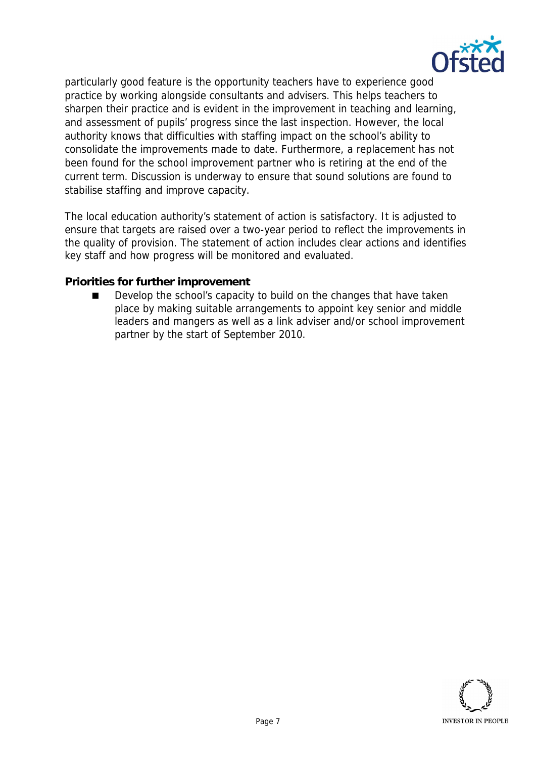particularly good feature is the opportunity teachers have to experience good practice by working alongside consultants and advisers. This helps teachers to sharpen their practice and is evident in the improvement in teaching and learning, and assessment of pupils' progress since the last inspection. However, the local authority knows that difficulties with staffing impact on the school's ability to consolidate the improvements made to date. Furthermore, a replacement has not been found for the school improvement partner who is retiring at the end of the current term. Discussion is underway to ensure that sound solutions are found to stabilise staffing and improve capacity.

The local education authority's statement of action is satisfactory. It is adjusted to ensure that targets are raised over a two-year period to reflect the improvements in the quality of provision. The statement of action includes clear actions and identifies key staff and how progress will be monitored and evaluated.

**Priorities for further improvement**

- Develop the school's capacity to build on the changes that have taken place by making suitable arrangements to appoint key senior and middle leaders and mangers as well as a link adviser and/or school improvement partner by the start of September 2010.